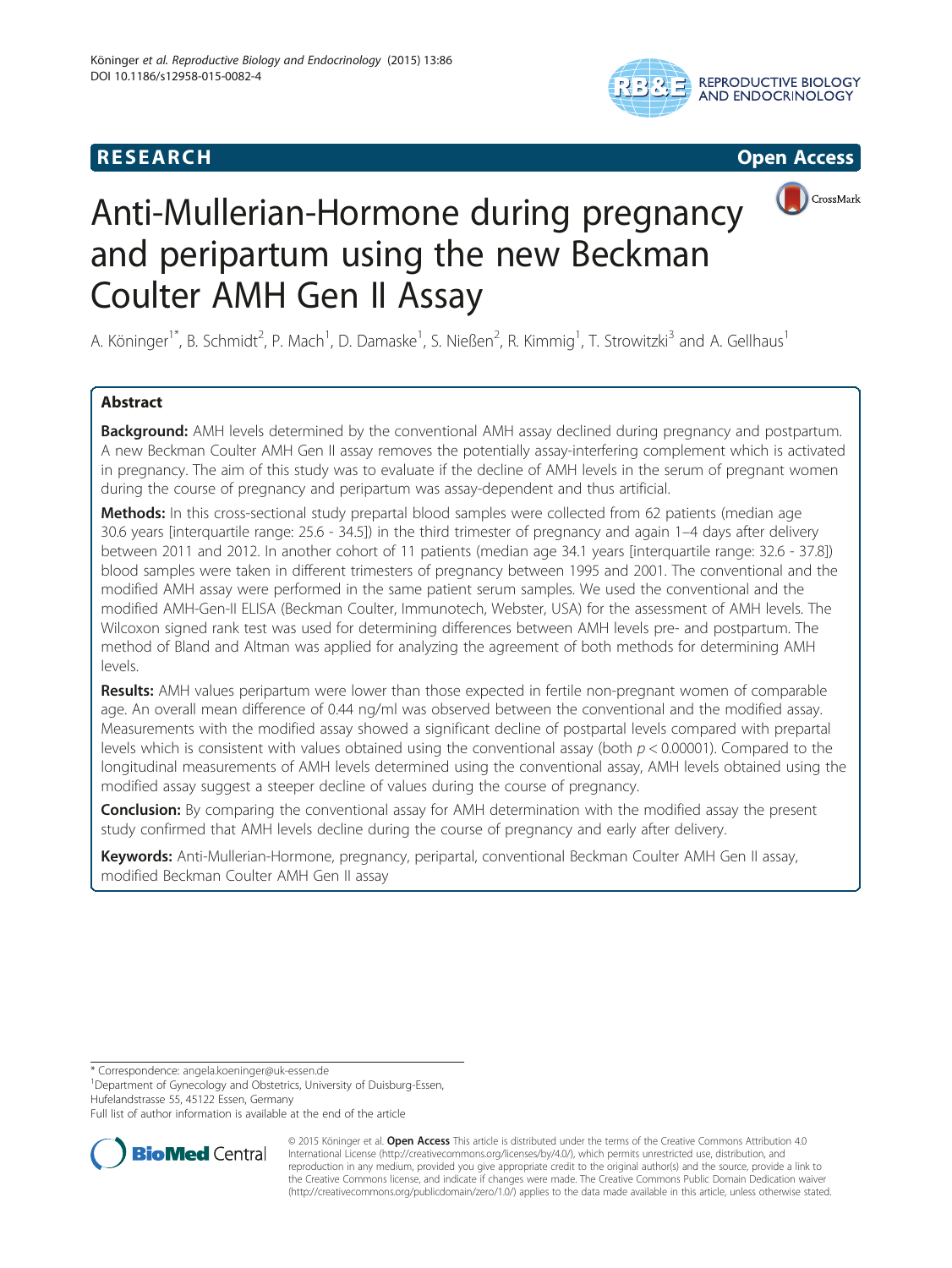# Anti-Mullerian-Hormone during pregnancy and peripartum using the new Beckman Coulter AMH Gen II Assay

A. Köninger[1*], B. Schmidt[2], P. Mach[1], D. Damaske[1], S. Nießen[2], R. Kimmig[1], T. Strowitzki[3] and A. Gellhaus[1]

## Abstract

**Background:** AMH levels determined by the conventional AMH assay declined during pregnancy and postpartum. A new Beckman Coulter AMH Gen II assay removes the potentially assay-interfering complement which is activated in pregnancy. The aim of this study was to evaluate if the decline of AMH levels in the serum of pregnant women during the course of pregnancy and peripartum was assay-dependent and thus artificial.

**Methods:** In this cross-sectional study prepartal blood samples were collected from 62 patients (median age 30.6 years [interquartile range: 25.6 - 34.5]) in the third trimester of pregnancy and again 1–4 days after delivery between 2011 and 2012. In another cohort of 11 patients (median age 34.1 years [interquartile range: 32.6 - 37.8]) blood samples were taken in different trimesters of pregnancy between 1995 and 2001. The conventional and the modified AMH assay were performed in the same patient serum samples. We used the conventional and the modified AMH-Gen-II ELISA (Beckman Coulter, Immunotech, Webster, USA) for the assessment of AMH levels. The Wilcoxon signed rank test was used for determining differences between AMH levels pre- and postpartum. The method of Bland and Altman was applied for analyzing the agreement of both methods for determining AMH levels.

**Results:** AMH values peripartum were lower than those expected in fertile non-pregnant women of comparable age. An overall mean difference of 0.44 ng/ml was observed between the conventional and the modified assay. Measurements with the modified assay showed a significant decline of postpartal levels compared with prepartal levels which is consistent with values obtained using the conventional assay (both $p < 0.00001$). Compared to the longitudinal measurements of AMH levels determined using the conventional assay, AMH levels obtained using the modified assay suggest a steeper decline of values during the course of pregnancy.

**Conclusion:** By comparing the conventional assay for AMH determination with the modified assay the present study confirmed that AMH levels decline during the course of pregnancy and early after delivery.

**Keywords:** Anti-Mullerian-Hormone, pregnancy, peripartal, conventional Beckman Coulter AMH Gen II assay, modified Beckman Coulter AMH Gen II assay

---

\* Correspondence: angela.koeninger@uk-essen.de
[1]Department of Gynecology and Obstetrics, University of Duisburg-Essen, Hufelandstrasse 55, 45122 Essen, Germany
Full list of author information is available at the end of the article

© 2015 Köninger et al. **Open Access** This article is distributed under the terms of the Creative Commons Attribution 4.0 International License (http://creativecommons.org/licenses/by/4.0/), which permits unrestricted use, distribution, and reproduction in any medium, provided you give appropriate credit to the original author(s) and the source, provide a link to the Creative Commons license, and indicate if changes were made. The Creative Commons Public Domain Dedication waiver (http://creativecommons.org/publicdomain/zero/1.0/) applies to the data made available in this article, unless otherwise stated.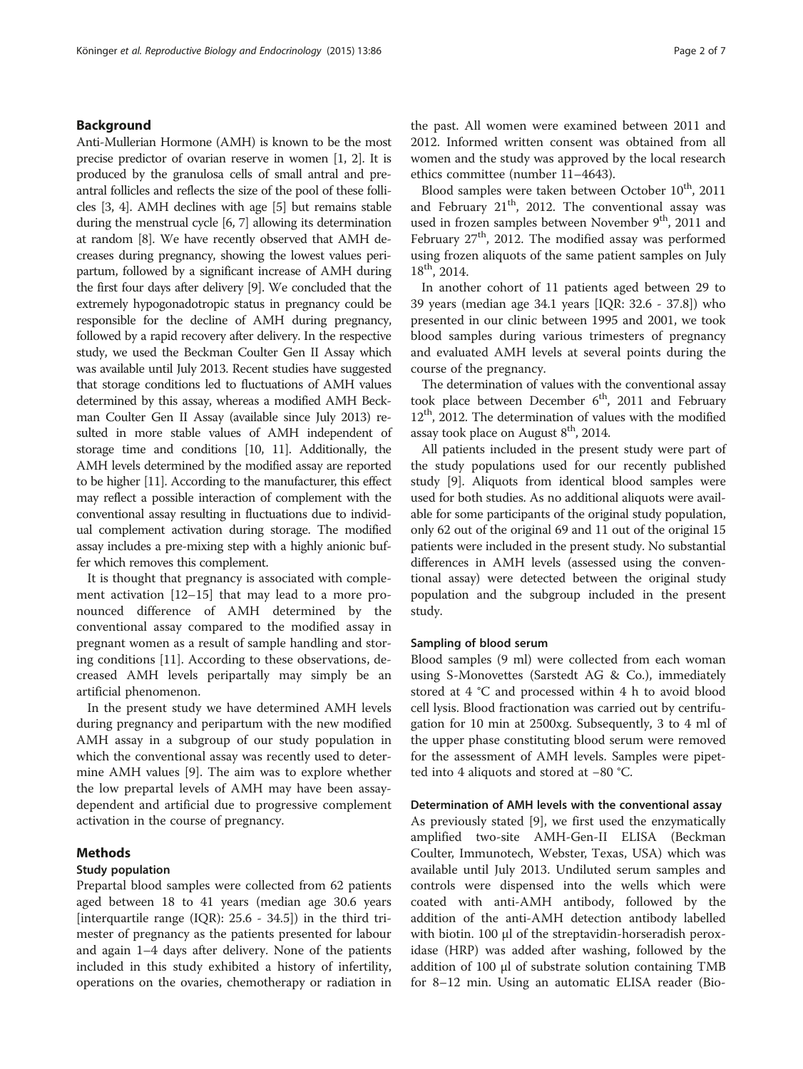## Background

Anti-Mullerian Hormone (AMH) is known to be the most precise predictor of ovarian reserve in women [1, 2]. It is produced by the granulosa cells of small antral and preantral follicles and reflects the size of the pool of these follicles [3, 4]. AMH declines with age [5] but remains stable during the menstrual cycle [6, 7] allowing its determination at random [8]. We have recently observed that AMH decreases during pregnancy, showing the lowest values peripartum, followed by a significant increase of AMH during the first four days after delivery [9]. We concluded that the extremely hypogonadotropic status in pregnancy could be responsible for the decline of AMH during pregnancy, followed by a rapid recovery after delivery. In the respective study, we used the Beckman Coulter Gen II Assay which was available until July 2013. Recent studies have suggested that storage conditions led to fluctuations of AMH values determined by this assay, whereas a modified AMH Beckman Coulter Gen II Assay (available since July 2013) resulted in more stable values of AMH independent of storage time and conditions [10, 11]. Additionally, the AMH levels determined by the modified assay are reported to be higher [11]. According to the manufacturer, this effect may reflect a possible interaction of complement with the conventional assay resulting in fluctuations due to individual complement activation during storage. The modified assay includes a pre-mixing step with a highly anionic buffer which removes this complement.

It is thought that pregnancy is associated with complement activation [12–15] that may lead to a more pronounced difference of AMH determined by the conventional assay compared to the modified assay in pregnant women as a result of sample handling and storing conditions [11]. According to these observations, decreased AMH levels peripartally may simply be an artificial phenomenon.

In the present study we have determined AMH levels during pregnancy and peripartum with the new modified AMH assay in a subgroup of our study population in which the conventional assay was recently used to determine AMH values [9]. The aim was to explore whether the low prepartal levels of AMH may have been assay-dependent and artificial due to progressive complement activation in the course of pregnancy.

## Methods

### Study population

Prepartal blood samples were collected from 62 patients aged between 18 to 41 years (median age 30.6 years [interquartile range (IQR): 25.6 - 34.5]) in the third trimester of pregnancy as the patients presented for labour and again 1–4 days after delivery. None of the patients included in this study exhibited a history of infertility, operations on the ovaries, chemotherapy or radiation in the past. All women were examined between 2011 and 2012. Informed written consent was obtained from all women and the study was approved by the local research ethics committee (number 11–4643).

Blood samples were taken between October 10th, 2011 and February 21th, 2012. The conventional assay was used in frozen samples between November 9th, 2011 and February 27th, 2012. The modified assay was performed using frozen aliquots of the same patient samples on July 18th, 2014.

In another cohort of 11 patients aged between 29 to 39 years (median age 34.1 years [IQR: 32.6 - 37.8]) who presented in our clinic between 1995 and 2001, we took blood samples during various trimesters of pregnancy and evaluated AMH levels at several points during the course of the pregnancy.

The determination of values with the conventional assay took place between December 6th, 2011 and February 12th, 2012. The determination of values with the modified assay took place on August 8th, 2014.

All patients included in the present study were part of the study populations used for our recently published study [9]. Aliquots from identical blood samples were used for both studies. As no additional aliquots were available for some participants of the original study population, only 62 out of the original 69 and 11 out of the original 15 patients were included in the present study. No substantial differences in AMH levels (assessed using the conventional assay) were detected between the original study population and the subgroup included in the present study.

### Sampling of blood serum

Blood samples (9 ml) were collected from each woman using S-Monovettes (Sarstedt AG & Co.), immediately stored at 4 °C and processed within 4 h to avoid blood cell lysis. Blood fractionation was carried out by centrifugation for 10 min at 2500xg. Subsequently, 3 to 4 ml of the upper phase constituting blood serum were removed for the assessment of AMH levels. Samples were pipetted into 4 aliquots and stored at −80 °C.

### Determination of AMH levels with the conventional assay

As previously stated [9], we first used the enzymatically amplified two-site AMH-Gen-II ELISA (Beckman Coulter, Immunotech, Webster, Texas, USA) which was available until July 2013. Undiluted serum samples and controls were dispensed into the wells which were coated with anti-AMH antibody, followed by the addition of the anti-AMH detection antibody labelled with biotin. 100 μl of the streptavidin-horseradish peroxidase (HRP) was added after washing, followed by the addition of 100 μl of substrate solution containing TMB for 8–12 min. Using an automatic ELISA reader (Bio-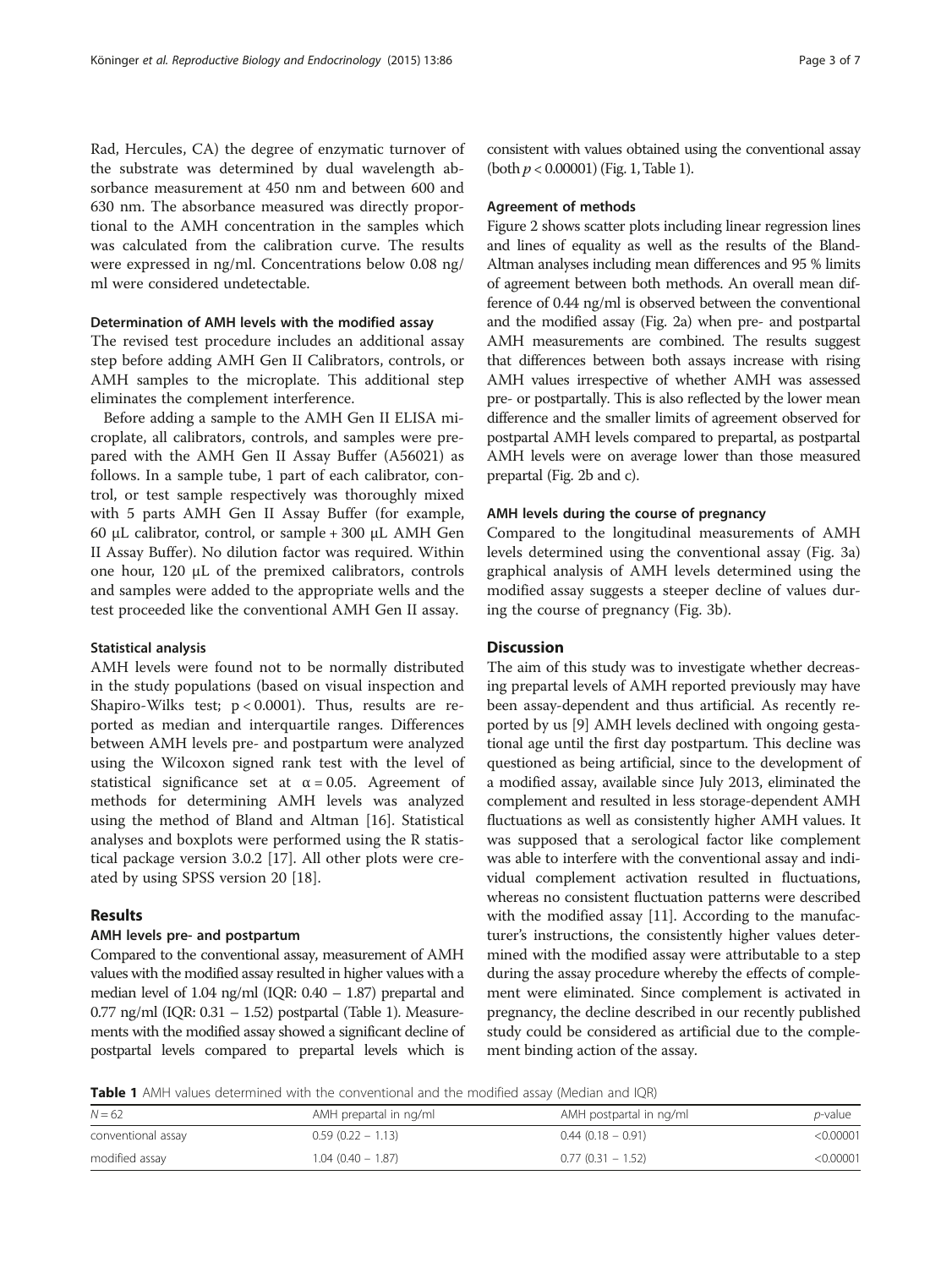Rad, Hercules, CA) the degree of enzymatic turnover of the substrate was determined by dual wavelength absorbance measurement at 450 nm and between 600 and 630 nm. The absorbance measured was directly proportional to the AMH concentration in the samples which was calculated from the calibration curve. The results were expressed in ng/ml. Concentrations below 0.08 ng/ml were considered undetectable.

#### Determination of AMH levels with the modified assay

The revised test procedure includes an additional assay step before adding AMH Gen II Calibrators, controls, or AMH samples to the microplate. This additional step eliminates the complement interference.

Before adding a sample to the AMH Gen II ELISA microplate, all calibrators, controls, and samples were prepared with the AMH Gen II Assay Buffer (A56021) as follows. In a sample tube, 1 part of each calibrator, control, or test sample respectively was thoroughly mixed with 5 parts AMH Gen II Assay Buffer (for example, 60 μL calibrator, control, or sample + 300 μL AMH Gen II Assay Buffer). No dilution factor was required. Within one hour, 120 μL of the premixed calibrators, controls and samples were added to the appropriate wells and the test proceeded like the conventional AMH Gen II assay.

#### Statistical analysis

AMH levels were found not to be normally distributed in the study populations (based on visual inspection and Shapiro-Wilks test; $p < 0.0001$). Thus, results are reported as median and interquartile ranges. Differences between AMH levels pre- and postpartum were analyzed using the Wilcoxon signed rank test with the level of statistical significance set at $\alpha = 0.05$. Agreement of methods for determining AMH levels was analyzed using the method of Bland and Altman [16]. Statistical analyses and boxplots were performed using the R statistical package version 3.0.2 [17]. All other plots were created by using SPSS version 20 [18].

## Results

#### AMH levels pre- and postpartum

Compared to the conventional assay, measurement of AMH values with the modified assay resulted in higher values with a median level of 1.04 ng/ml (IQR: 0.40 – 1.87) prepartal and 0.77 ng/ml (IQR: 0.31 – 1.52) postpartal (Table 1). Measurements with the modified assay showed a significant decline of postpartal levels compared to prepartal levels which is consistent with values obtained using the conventional assay (both $p < 0.00001$) (Fig. 1, Table 1).

#### Agreement of methods

Figure 2 shows scatter plots including linear regression lines and lines of equality as well as the results of the Bland-Altman analyses including mean differences and 95 % limits of agreement between both methods. An overall mean difference of 0.44 ng/ml is observed between the conventional and the modified assay (Fig. 2a) when pre- and postpartal AMH measurements are combined. The results suggest that differences between both assays increase with rising AMH values irrespective of whether AMH was assessed pre- or postpartally. This is also reflected by the lower mean difference and the smaller limits of agreement observed for postpartal AMH levels compared to prepartal, as postpartal AMH levels were on average lower than those measured prepartal (Fig. 2b and c).

#### AMH levels during the course of pregnancy

Compared to the longitudinal measurements of AMH levels determined using the conventional assay (Fig. 3a) graphical analysis of AMH levels determined using the modified assay suggests a steeper decline of values during the course of pregnancy (Fig. 3b).

## Discussion

The aim of this study was to investigate whether decreasing prepartal levels of AMH reported previously may have been assay-dependent and thus artificial. As recently reported by us [9] AMH levels declined with ongoing gestational age until the first day postpartum. This decline was questioned as being artificial, since to the development of a modified assay, available since July 2013, eliminated the complement and resulted in less storage-dependent AMH fluctuations as well as consistently higher AMH values. It was supposed that a serological factor like complement was able to interfere with the conventional assay and individual complement activation resulted in fluctuations, whereas no consistent fluctuation patterns were described with the modified assay [11]. According to the manufacturer's instructions, the consistently higher values determined with the modified assay were attributable to a step during the assay procedure whereby the effects of complement were eliminated. Since complement is activated in pregnancy, the decline described in our recently published study could be considered as artificial due to the complement binding action of the assay.

**Table 1** AMH values determined with the conventional and the modified assay (Median and IQR)

| $N = 62$ | AMH prepartal in ng/ml | AMH postpartal in ng/ml | *p*-value |
|---|---|---|---|
| conventional assay | 0.59 (0.22 – 1.13) | 0.44 (0.18 – 0.91) | <0.00001 |
| modified assay | 1.04 (0.40 – 1.87) | 0.77 (0.31 – 1.52) | <0.00001 |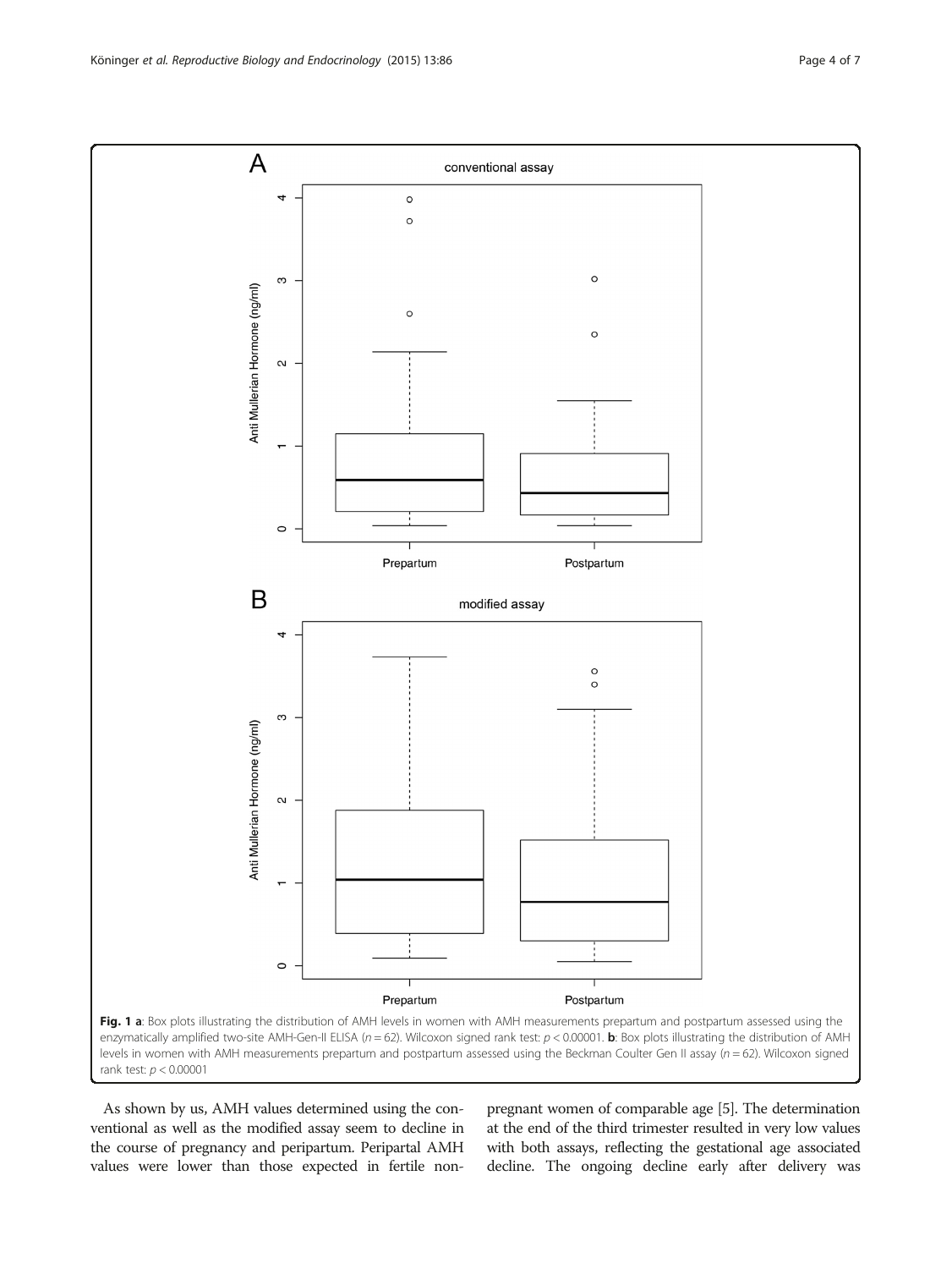**Fig. 1 a**: Box plots illustrating the distribution of AMH levels in women with AMH measurements prepartum and postpartum assessed using the enzymatically amplified two-site AMH-Gen-II ELISA ($n = 62$). Wilcoxon signed rank test: $p < 0.00001$. **b**: Box plots illustrating the distribution of AMH levels in women with AMH measurements prepartum and postpartum assessed using the Beckman Coulter Gen II assay ($n = 62$). Wilcoxon signed rank test: $p < 0.00001$

As shown by us, AMH values determined using the conventional as well as the modified assay seem to decline in the course of pregnancy and peripartum. Peripartal AMH values were lower than those expected in fertile non-pregnant women of comparable age [5]. The determination at the end of the third trimester resulted in very low values with both assays, reflecting the gestational age associated decline. The ongoing decline early after delivery was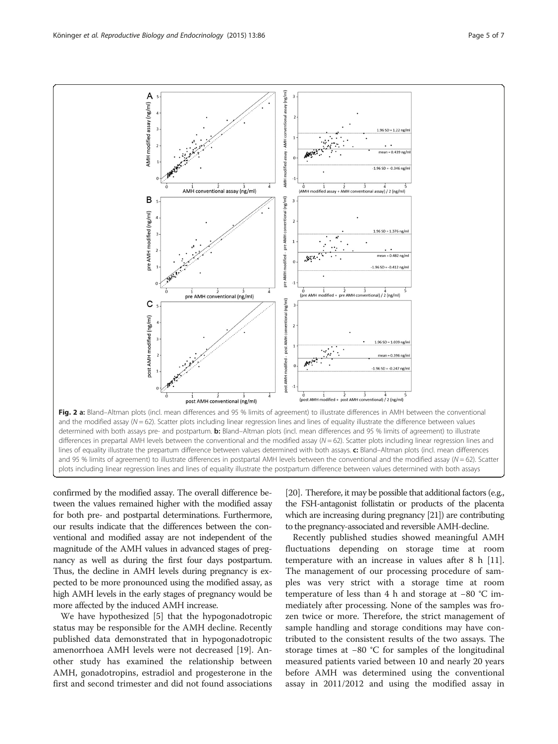**Fig. 2 a:** Bland–Altman plots (incl. mean differences and 95 % limits of agreement) to illustrate differences in AMH between the conventional and the modified assay ($N = 62$). Scatter plots including linear regression lines and lines of equality illustrate the difference between values determined with both assays pre- and postpartum. **b:** Bland–Altman plots (incl. mean differences and 95 % limits of agreement) to illustrate differences in prepartal AMH levels between the conventional and the modified assay ($N = 62$). Scatter plots including linear regression lines and lines of equality illustrate the prepartum difference between values determined with both assays. **c:** Bland–Altman plots (incl. mean differences and 95 % limits of agreement) to illustrate differences in postpartal AMH levels between the conventional and the modified assay ($N = 62$). Scatter plots including linear regression lines and lines of equality illustrate the postpartum difference between values determined with both assays

confirmed by the modified assay. The overall difference between the values remained higher with the modified assay for both pre- and postpartal determinations. Furthermore, our results indicate that the differences between the conventional and modified assay are not independent of the magnitude of the AMH values in advanced stages of pregnancy as well as during the first four days postpartum. Thus, the decline in AMH levels during pregnancy is expected to be more pronounced using the modified assay, as high AMH levels in the early stages of pregnancy would be more affected by the induced AMH increase.

We have hypothesized [5] that the hypogonadotropic status may be responsible for the AMH decline. Recently published data demonstrated that in hypogonadotropic amenorrhoea AMH levels were not decreased [19]. Another study has examined the relationship between AMH, gonadotropins, estradiol and progesterone in the first and second trimester and did not found associations [20]. Therefore, it may be possible that additional factors (e.g., the FSH-antagonist follistatin or products of the placenta which are increasing during pregnancy [21]) are contributing to the pregnancy-associated and reversible AMH-decline.

Recently published studies showed meaningful AMH fluctuations depending on storage time at room temperature with an increase in values after 8 h [11]. The management of our processing procedure of samples was very strict with a storage time at room temperature of less than 4 h and storage at −80 °C immediately after processing. None of the samples was frozen twice or more. Therefore, the strict management of sample handling and storage conditions may have contributed to the consistent results of the two assays. The storage times at −80 °C for samples of the longitudinal measured patients varied between 10 and nearly 20 years before AMH was determined using the conventional assay in 2011/2012 and using the modified assay in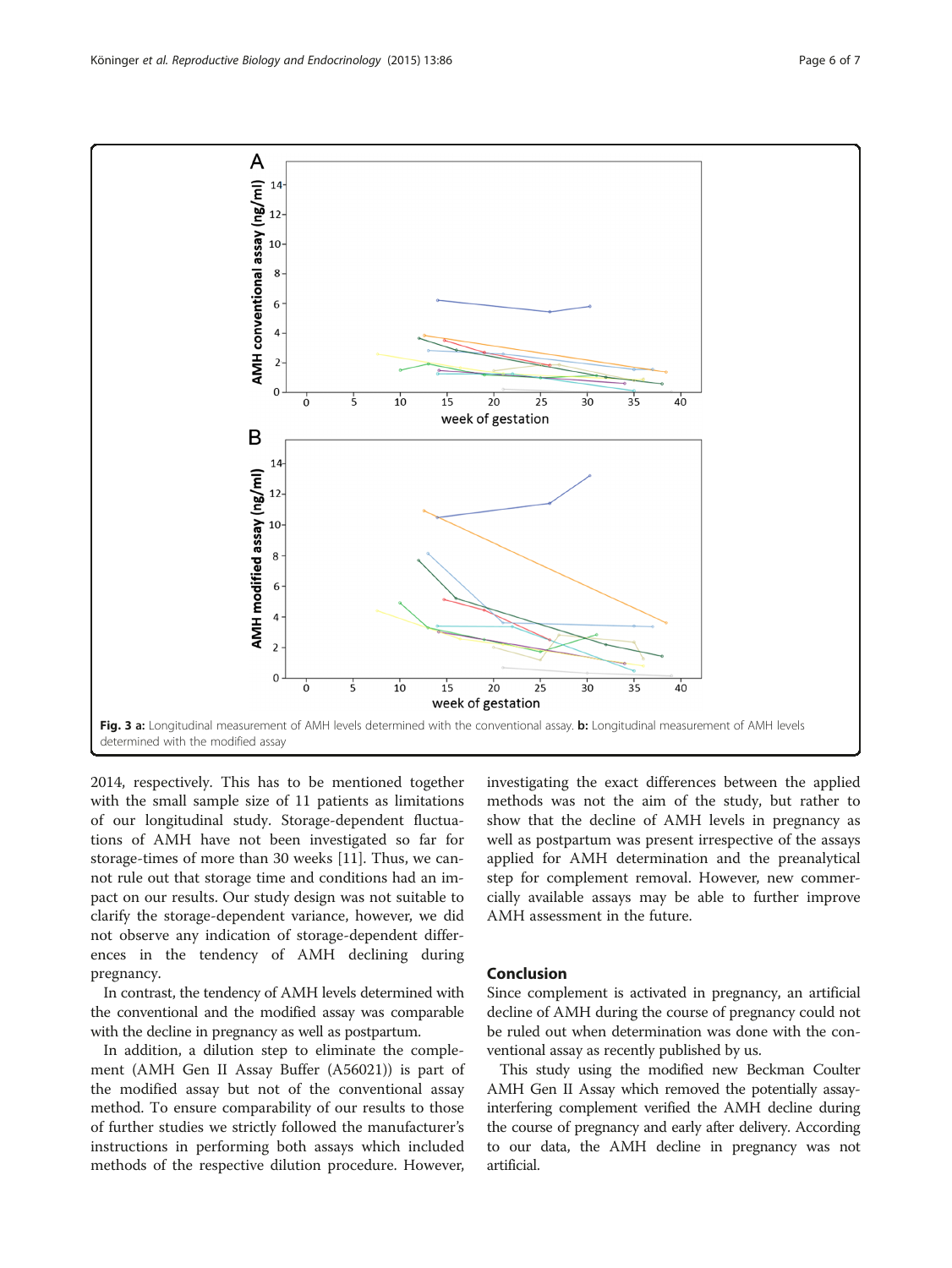**Fig. 3 a:** Longitudinal measurement of AMH levels determined with the conventional assay. **b:** Longitudinal measurement of AMH levels determined with the modified assay

2014, respectively. This has to be mentioned together with the small sample size of 11 patients as limitations of our longitudinal study. Storage-dependent fluctuations of AMH have not been investigated so far for storage-times of more than 30 weeks [11]. Thus, we cannot rule out that storage time and conditions had an impact on our results. Our study design was not suitable to clarify the storage-dependent variance, however, we did not observe any indication of storage-dependent differences in the tendency of AMH declining during pregnancy.

In contrast, the tendency of AMH levels determined with the conventional and the modified assay was comparable with the decline in pregnancy as well as postpartum.

In addition, a dilution step to eliminate the complement (AMH Gen II Assay Buffer (A56021)) is part of the modified assay but not of the conventional assay method. To ensure comparability of our results to those of further studies we strictly followed the manufacturer's instructions in performing both assays which included methods of the respective dilution procedure. However, investigating the exact differences between the applied methods was not the aim of the study, but rather to show that the decline of AMH levels in pregnancy as well as postpartum was present irrespective of the assays applied for AMH determination and the preanalytical step for complement removal. However, new commercially available assays may be able to further improve AMH assessment in the future.

## Conclusion

Since complement is activated in pregnancy, an artificial decline of AMH during the course of pregnancy could not be ruled out when determination was done with the conventional assay as recently published by us.

This study using the modified new Beckman Coulter AMH Gen II Assay which removed the potentially assay-interfering complement verified the AMH decline during the course of pregnancy and early after delivery. According to our data, the AMH decline in pregnancy was not artificial.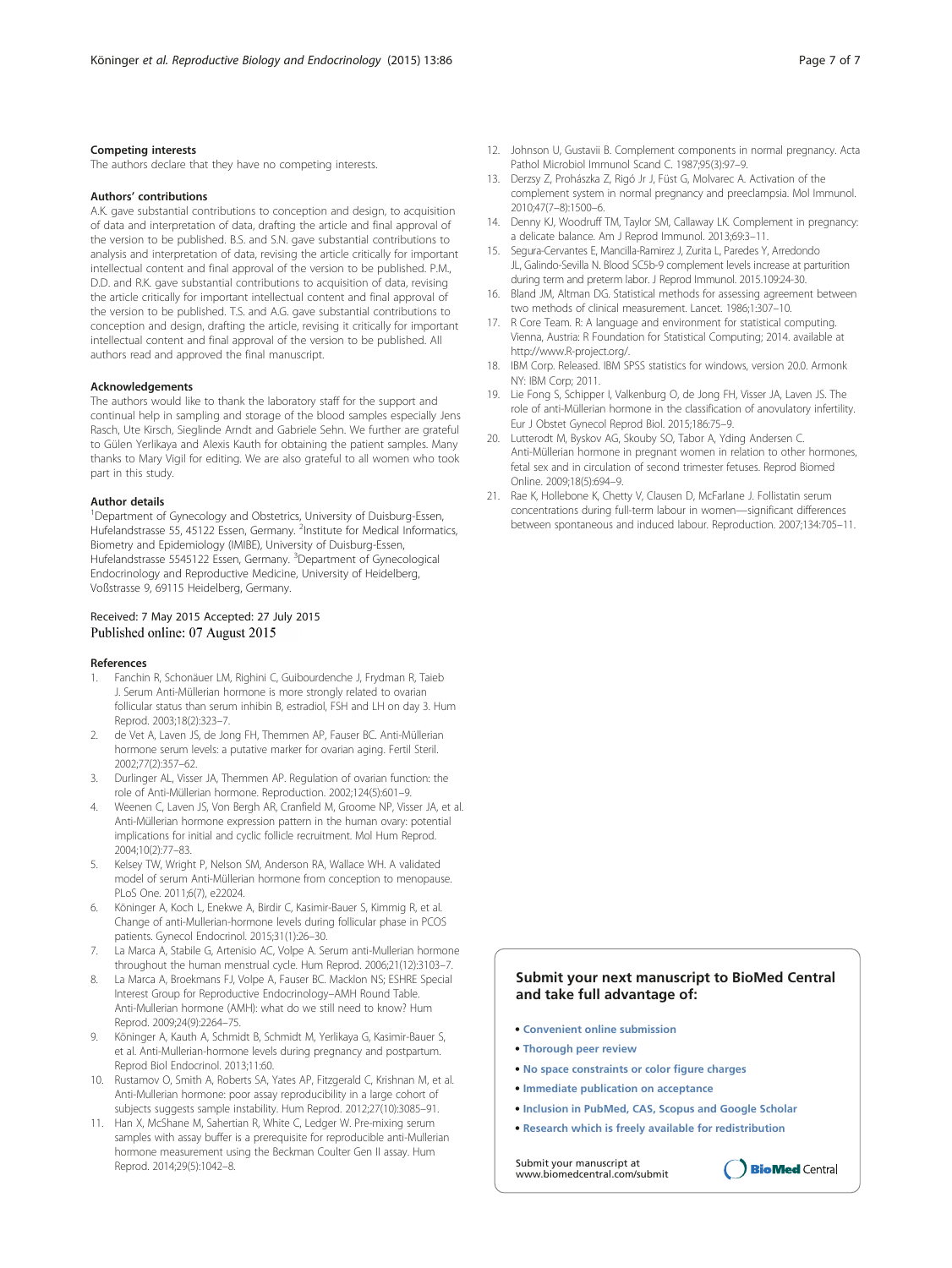### Competing interests

The authors declare that they have no competing interests.

### Authors' contributions

A.K. gave substantial contributions to conception and design, to acquisition of data and interpretation of data, drafting the article and final approval of the version to be published. B.S. and S.N. gave substantial contributions to analysis and interpretation of data, revising the article critically for important intellectual content and final approval of the version to be published. P.M., D.D. and R.K. gave substantial contributions to acquisition of data, revising the article critically for important intellectual content and final approval of the version to be published. T.S. and A.G. gave substantial contributions to conception and design, drafting the article, revising it critically for important intellectual content and final approval of the version to be published. All authors read and approved the final manuscript.

### Acknowledgements

The authors would like to thank the laboratory staff for the support and continual help in sampling and storage of the blood samples especially Jens Rasch, Ute Kirsch, Sieglinde Arndt and Gabriele Sehn. We further are grateful to Gülen Yerlikaya and Alexis Kauth for obtaining the patient samples. Many thanks to Mary Vigil for editing. We are also grateful to all women who took part in this study.

### Author details

[1]Department of Gynecology and Obstetrics, University of Duisburg-Essen, Hufelandstrasse 55, 45122 Essen, Germany. [2]Institute for Medical Informatics, Biometry and Epidemiology (IMIBE), University of Duisburg-Essen, Hufelandstrasse 5545122 Essen, Germany. [3]Department of Gynecological Endocrinology and Reproductive Medicine, University of Heidelberg, Voßstrasse 9, 69115 Heidelberg, Germany.

Received: 7 May 2015 Accepted: 27 July 2015
Published online: 07 August 2015

### References

1. Fanchin R, Schonäuer LM, Righini C, Guibourdenche J, Frydman R, Taieb J. Serum Anti-Müllerian hormone is more strongly related to ovarian follicular status than serum inhibin B, estradiol, FSH and LH on day 3. Hum Reprod. 2003;18(2):323–7.
2. de Vet A, Laven JS, de Jong FH, Themmen AP, Fauser BC. Anti-Müllerian hormone serum levels: a putative marker for ovarian aging. Fertil Steril. 2002;77(2):357–62.
3. Durlinger AL, Visser JA, Themmen AP. Regulation of ovarian function: the role of Anti-Müllerian hormone. Reproduction. 2002;124(5):601–9.
4. Weenen C, Laven JS, Von Bergh AR, Cranfield M, Groome NP, Visser JA, et al. Anti-Müllerian hormone expression pattern in the human ovary: potential implications for initial and cyclic follicle recruitment. Mol Hum Reprod. 2004;10(2):77–83.
5. Kelsey TW, Wright P, Nelson SM, Anderson RA, Wallace WH. A validated model of serum Anti-Müllerian hormone from conception to menopause. PLoS One. 2011;6(7), e22024.
6. Köninger A, Koch L, Enekwe A, Birdir C, Kasimir-Bauer S, Kimmig R, et al. Change of anti-Mullerian-hormone levels during follicular phase in PCOS patients. Gynecol Endocrinol. 2015;31(1):26–30.
7. La Marca A, Stabile G, Artenisio AC, Volpe A. Serum anti-Mullerian hormone throughout the human menstrual cycle. Hum Reprod. 2006;21(12):3103–7.
8. La Marca A, Broekmans FJ, Volpe A, Fauser BC. Macklon NS; ESHRE Special Interest Group for Reproductive Endocrinology–AMH Round Table. Anti-Mullerian hormone (AMH): what do we still need to know? Hum Reprod. 2009;24(9):2264–75.
9. Köninger A, Kauth A, Schmidt B, Schmidt M, Yerlikaya G, Kasimir-Bauer S, et al. Anti-Mullerian-hormone levels during pregnancy and postpartum. Reprod Biol Endocrinol. 2013;11:60.
10. Rustamov O, Smith A, Roberts SA, Yates AP, Fitzgerald C, Krishnan M, et al. Anti-Mullerian hormone: poor assay reproducibility in a large cohort of subjects suggests sample instability. Hum Reprod. 2012;27(10):3085–91.
11. Han X, McShane M, Sahertian R, White C, Ledger W. Pre-mixing serum samples with assay buffer is a prerequisite for reproducible anti-Mullerian hormone measurement using the Beckman Coulter Gen II assay. Hum Reprod. 2014;29(5):1042–8.
12. Johnson U, Gustavii B. Complement components in normal pregnancy. Acta Pathol Microbiol Immunol Scand C. 1987;95(3):97–9.
13. Derzsy Z, Prohászka Z, Rigó Jr J, Füst G, Molvarec A. Activation of the complement system in normal pregnancy and preeclampsia. Mol Immunol. 2010;47(7–8):1500–6.
14. Denny KJ, Woodruff TM, Taylor SM, Callaway LK. Complement in pregnancy: a delicate balance. Am J Reprod Immunol. 2013;69:3–11.
15. Segura-Cervantes E, Mancilla-Ramirez J, Zurita L, Paredes Y, Arredondo JL, Galindo-Sevilla N. Blood SC5b-9 complement levels increase at parturition during term and preterm labor. J Reprod Immunol. 2015.109:24-30.
16. Bland JM, Altman DG. Statistical methods for assessing agreement between two methods of clinical measurement. Lancet. 1986;1:307–10.
17. R Core Team. R: A language and environment for statistical computing. Vienna, Austria: R Foundation for Statistical Computing; 2014. available at http://www.R-project.org/.
18. IBM Corp. Released. IBM SPSS statistics for windows, version 20.0. Armonk NY: IBM Corp; 2011.
19. Lie Fong S, Schipper I, Valkenburg O, de Jong FH, Visser JA, Laven JS. The role of anti-Müllerian hormone in the classification of anovulatory infertility. Eur J Obstet Gynecol Reprod Biol. 2015;186:75–9.
20. Lutterodt M, Byskov AG, Skouby SO, Tabor A, Yding Andersen C. Anti-Müllerian hormone in pregnant women in relation to other hormones, fetal sex and in circulation of second trimester fetuses. Reprod Biomed Online. 2009;18(5):694–9.
21. Rae K, Hollebone K, Chetty V, Clausen D, McFarlane J. Follistatin serum concentrations during full-term labour in women—significant differences between spontaneous and induced labour. Reproduction. 2007;134:705–11.

**Submit your next manuscript to BioMed Central and take full advantage of:**

- Convenient online submission
- Thorough peer review
- No space constraints or color figure charges
- Immediate publication on acceptance
- Inclusion in PubMed, CAS, Scopus and Google Scholar
- Research which is freely available for redistribution

Submit your manuscript at
www.biomedcentral.com/submit

BioMed Central